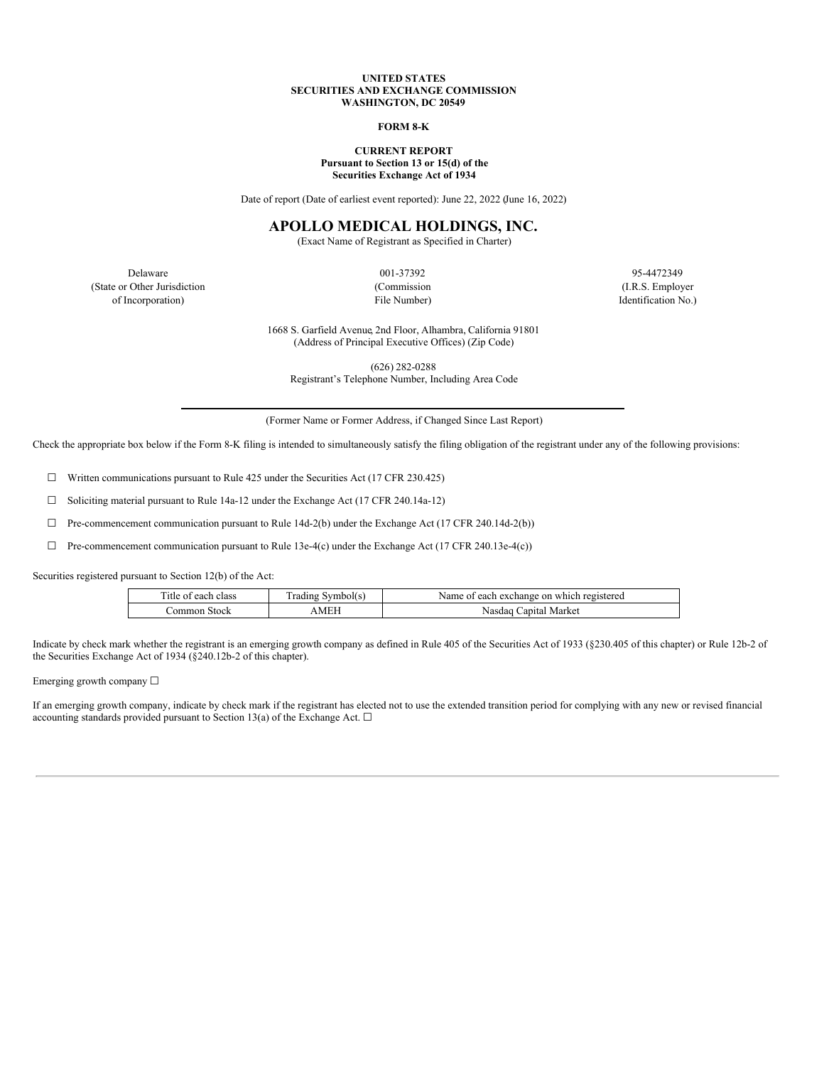**UNITED STATES**
**SECURITIES AND EXCHANGE COMMISSION**
**WASHINGTON, DC 20549**

**FORM 8-K**

**CURRENT REPORT**
**Pursuant to Section 13 or 15(d) of the**
**Securities Exchange Act of 1934**

Date of report (Date of earliest event reported): June 22, 2022 (June 16, 2022)

# APOLLO MEDICAL HOLDINGS, INC.

(Exact Name of Registrant as Specified in Charter)

| Delaware | 001-37392 | 95-4472349 |
|---|---|---|
| (State or Other Jurisdiction of Incorporation) | (Commission File Number) | (I.R.S. Employer Identification No.) |

1668 S. Garfield Avenue, 2nd Floor, Alhambra, California 91801
(Address of Principal Executive Offices) (Zip Code)

(626) 282-0288
Registrant's Telephone Number, Including Area Code

(Former Name or Former Address, if Changed Since Last Report)

Check the appropriate box below if the Form 8-K filing is intended to simultaneously satisfy the filing obligation of the registrant under any of the following provisions:

☐ Written communications pursuant to Rule 425 under the Securities Act (17 CFR 230.425)

☐ Soliciting material pursuant to Rule 14a-12 under the Exchange Act (17 CFR 240.14a-12)

☐ Pre-commencement communication pursuant to Rule 14d-2(b) under the Exchange Act (17 CFR 240.14d-2(b))

☐ Pre-commencement communication pursuant to Rule 13e-4(c) under the Exchange Act (17 CFR 240.13e-4(c))

Securities registered pursuant to Section 12(b) of the Act:

| Title of each class | Trading Symbol(s) | Name of each exchange on which registered |
|---|---|---|
| Common Stock | AMEH | Nasdaq Capital Market |

Indicate by check mark whether the registrant is an emerging growth company as defined in Rule 405 of the Securities Act of 1933 (§230.405 of this chapter) or Rule 12b-2 of the Securities Exchange Act of 1934 (§240.12b-2 of this chapter).

Emerging growth company ☐

If an emerging growth company, indicate by check mark if the registrant has elected not to use the extended transition period for complying with any new or revised financial accounting standards provided pursuant to Section 13(a) of the Exchange Act. ☐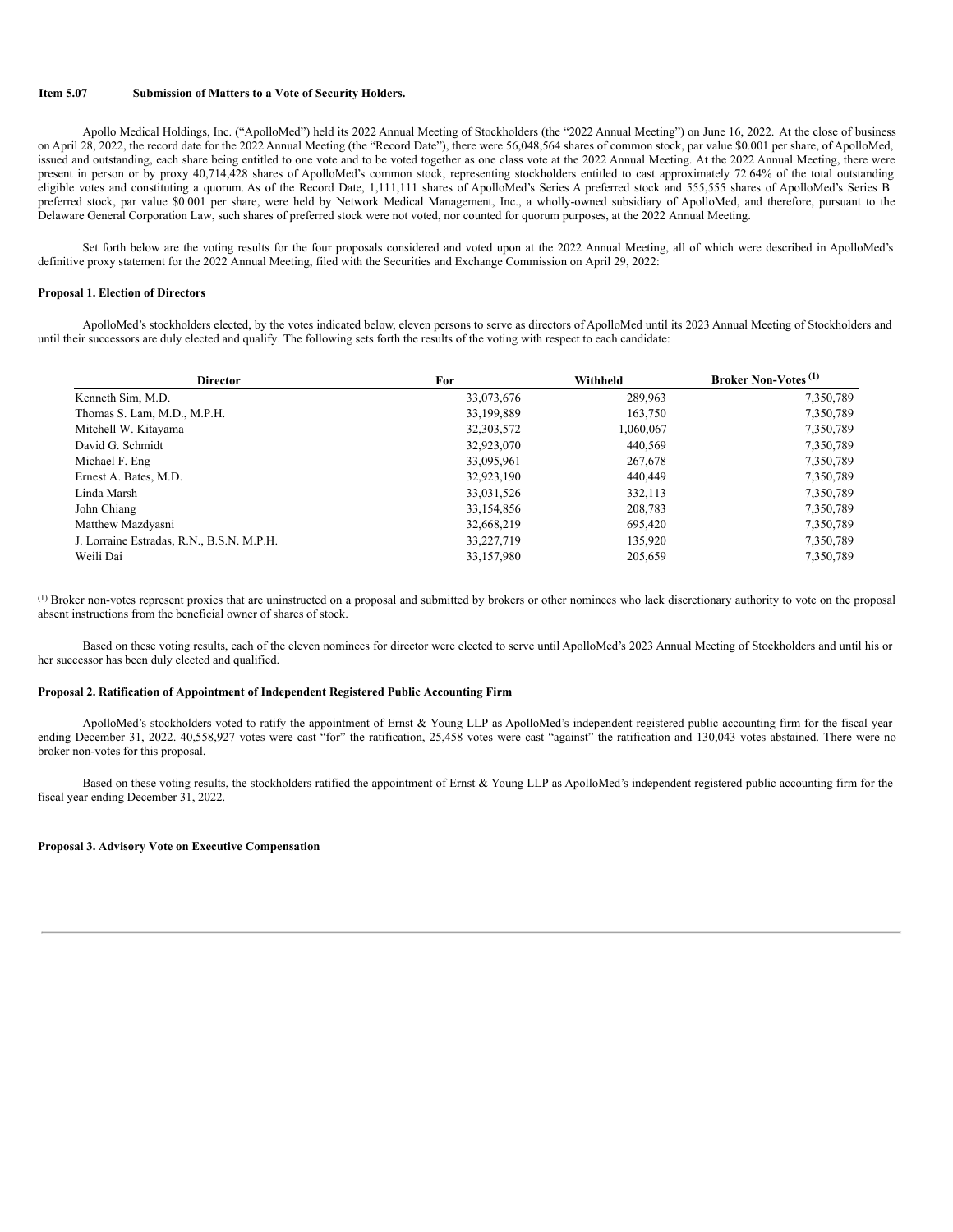**Item 5.07 Submission of Matters to a Vote of Security Holders.**

Apollo Medical Holdings, Inc. ("ApolloMed") held its 2022 Annual Meeting of Stockholders (the "2022 Annual Meeting") on June 16, 2022. At the close of business on April 28, 2022, the record date for the 2022 Annual Meeting (the "Record Date"), there were 56,048,564 shares of common stock, par value $0.001 per share, of ApolloMed, issued and outstanding, each share being entitled to one vote and to be voted together as one class vote at the 2022 Annual Meeting. At the 2022 Annual Meeting, there were present in person or by proxy 40,714,428 shares of ApolloMed's common stock, representing stockholders entitled to cast approximately 72.64% of the total outstanding eligible votes and constituting a quorum. As of the Record Date, 1,111,111 shares of ApolloMed's Series A preferred stock and 555,555 shares of ApolloMed's Series B preferred stock, par value $0.001 per share, were held by Network Medical Management, Inc., a wholly-owned subsidiary of ApolloMed, and therefore, pursuant to the Delaware General Corporation Law, such shares of preferred stock were not voted, nor counted for quorum purposes, at the 2022 Annual Meeting.

Set forth below are the voting results for the four proposals considered and voted upon at the 2022 Annual Meeting, all of which were described in ApolloMed's definitive proxy statement for the 2022 Annual Meeting, filed with the Securities and Exchange Commission on April 29, 2022:

**Proposal 1. Election of Directors**

ApolloMed's stockholders elected, by the votes indicated below, eleven persons to serve as directors of ApolloMed until its 2023 Annual Meeting of Stockholders and until their successors are duly elected and qualify. The following sets forth the results of the voting with respect to each candidate:

| Director | For | Withheld | Broker Non-Votes [(1)] |
|---|---|---|---|
| Kenneth Sim, M.D. | 33,073,676 | 289,963 | 7,350,789 |
| Thomas S. Lam, M.D., M.P.H. | 33,199,889 | 163,750 | 7,350,789 |
| Mitchell W. Kitayama | 32,303,572 | 1,060,067 | 7,350,789 |
| David G. Schmidt | 32,923,070 | 440,569 | 7,350,789 |
| Michael F. Eng | 33,095,961 | 267,678 | 7,350,789 |
| Ernest A. Bates, M.D. | 32,923,190 | 440,449 | 7,350,789 |
| Linda Marsh | 33,031,526 | 332,113 | 7,350,789 |
| John Chiang | 33,154,856 | 208,783 | 7,350,789 |
| Matthew Mazdyasni | 32,668,219 | 695,420 | 7,350,789 |
| J. Lorraine Estradas, R.N., B.S.N. M.P.H. | 33,227,719 | 135,920 | 7,350,789 |
| Weili Dai | 33,157,980 | 205,659 | 7,350,789 |

[(1)] Broker non-votes represent proxies that are uninstructed on a proposal and submitted by brokers or other nominees who lack discretionary authority to vote on the proposal absent instructions from the beneficial owner of shares of stock.

Based on these voting results, each of the eleven nominees for director were elected to serve until ApolloMed's 2023 Annual Meeting of Stockholders and until his or her successor has been duly elected and qualified.

**Proposal 2. Ratification of Appointment of Independent Registered Public Accounting Firm**

ApolloMed's stockholders voted to ratify the appointment of Ernst & Young LLP as ApolloMed's independent registered public accounting firm for the fiscal year ending December 31, 2022. 40,558,927 votes were cast "for" the ratification, 25,458 votes were cast "against" the ratification and 130,043 votes abstained. There were no broker non-votes for this proposal.

Based on these voting results, the stockholders ratified the appointment of Ernst & Young LLP as ApolloMed's independent registered public accounting firm for the fiscal year ending December 31, 2022.

**Proposal 3. Advisory Vote on Executive Compensation**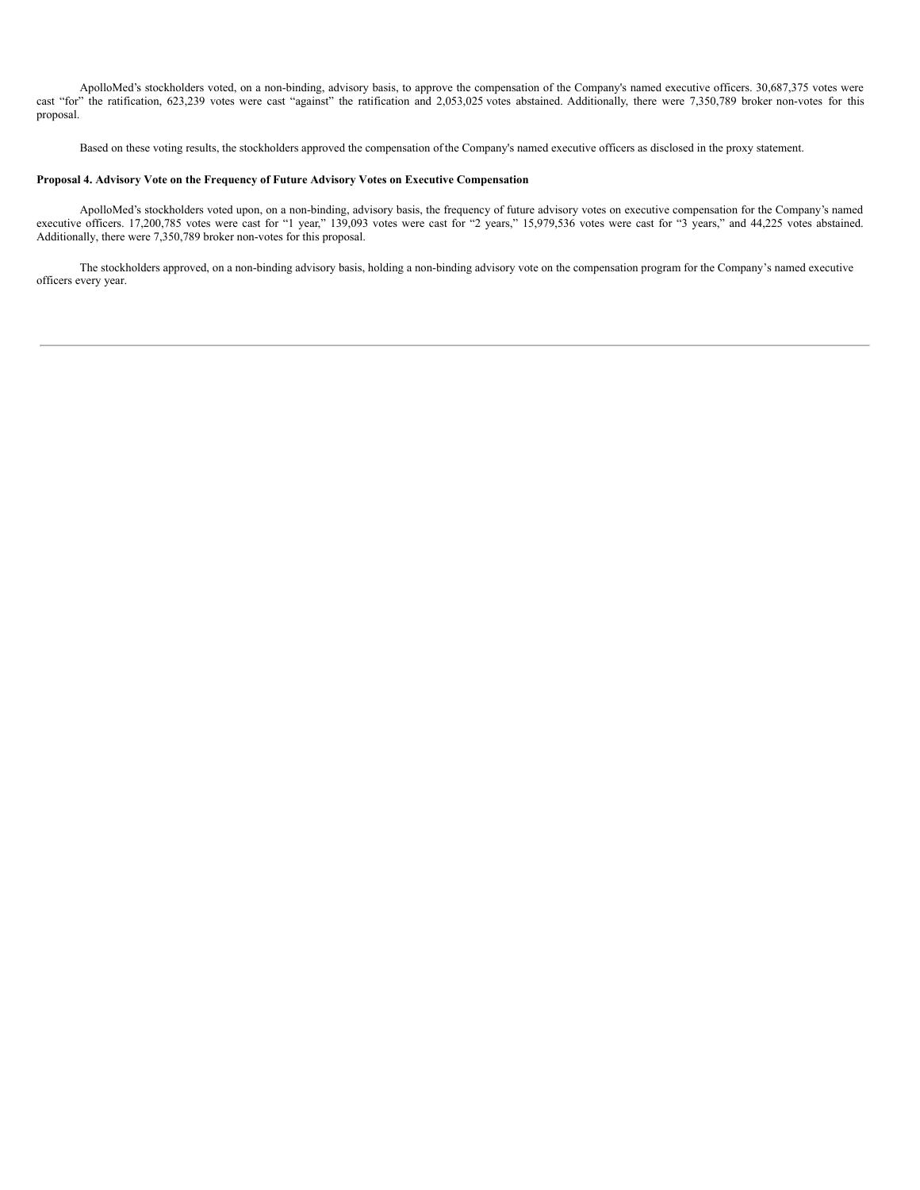ApolloMed's stockholders voted, on a non-binding, advisory basis, to approve the compensation of the Company's named executive officers. 30,687,375 votes were cast "for" the ratification, 623,239 votes were cast "against" the ratification and 2,053,025 votes abstained. Additionally, there were 7,350,789 broker non-votes for this proposal.

Based on these voting results, the stockholders approved the compensation of the Company's named executive officers as disclosed in the proxy statement.

**Proposal 4. Advisory Vote on the Frequency of Future Advisory Votes on Executive Compensation**

ApolloMed's stockholders voted upon, on a non-binding, advisory basis, the frequency of future advisory votes on executive compensation for the Company's named executive officers. 17,200,785 votes were cast for "1 year," 139,093 votes were cast for "2 years," 15,979,536 votes were cast for "3 years," and 44,225 votes abstained. Additionally, there were 7,350,789 broker non-votes for this proposal.

The stockholders approved, on a non-binding advisory basis, holding a non-binding advisory vote on the compensation program for the Company's named executive officers every year.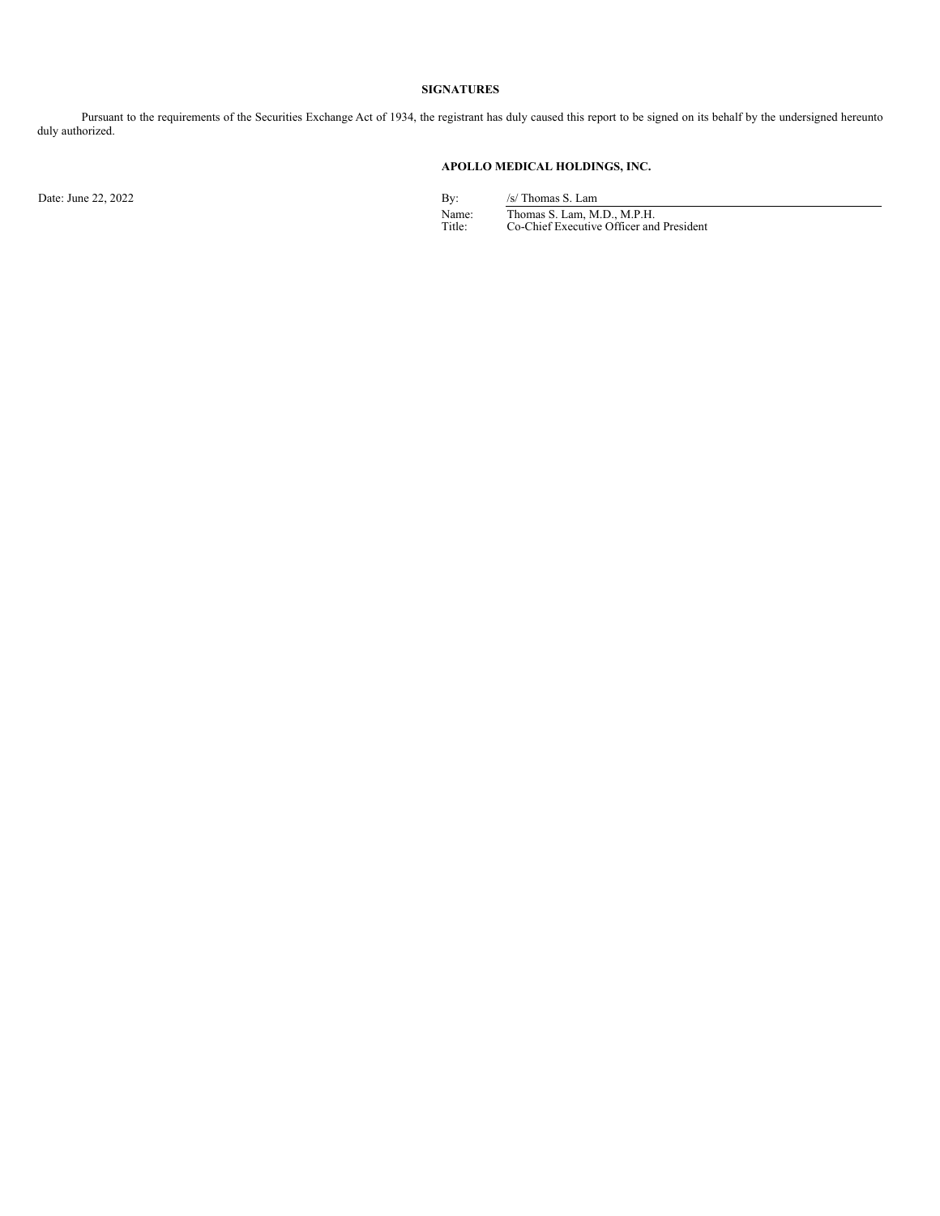# SIGNATURES

Pursuant to the requirements of the Securities Exchange Act of 1934, the registrant has duly caused this report to be signed on its behalf by the undersigned hereunto duly authorized.

**APOLLO MEDICAL HOLDINGS, INC.**

Date: June 22, 2022

By: /s/ Thomas S. Lam
Name: Thomas S. Lam, M.D., M.P.H.
Title: Co-Chief Executive Officer and President